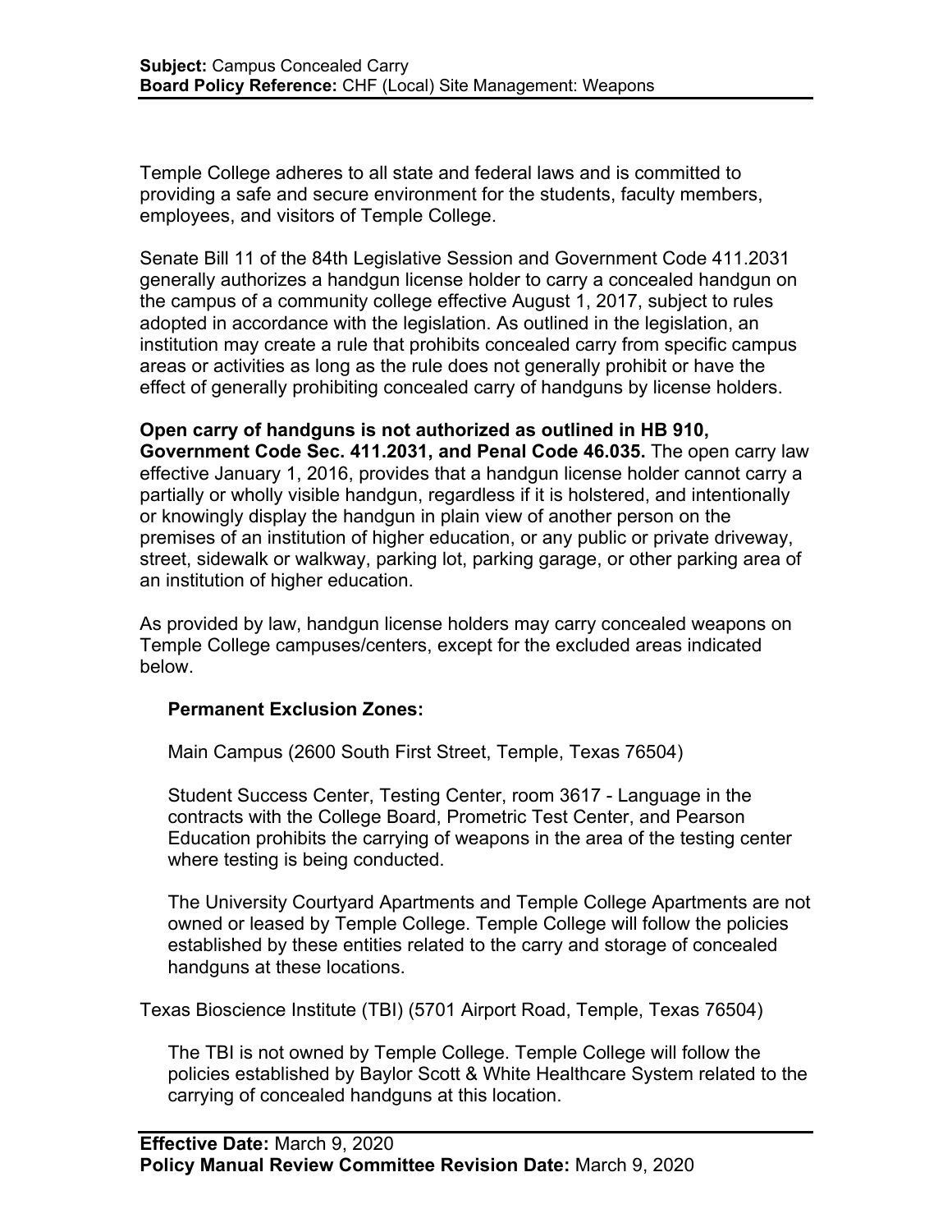**Subject:** Campus Concealed Carry
**Board Policy Reference:** CHF (Local) Site Management: Weapons

Temple College adheres to all state and federal laws and is committed to providing a safe and secure environment for the students, faculty members, employees, and visitors of Temple College.

Senate Bill 11 of the 84th Legislative Session and Government Code 411.2031 generally authorizes a handgun license holder to carry a concealed handgun on the campus of a community college effective August 1, 2017, subject to rules adopted in accordance with the legislation. As outlined in the legislation, an institution may create a rule that prohibits concealed carry from specific campus areas or activities as long as the rule does not generally prohibit or have the effect of generally prohibiting concealed carry of handguns by license holders.

**Open carry of handguns is not authorized as outlined in HB 910, Government Code Sec. 411.2031, and Penal Code 46.035.** The open carry law effective January 1, 2016, provides that a handgun license holder cannot carry a partially or wholly visible handgun, regardless if it is holstered, and intentionally or knowingly display the handgun in plain view of another person on the premises of an institution of higher education, or any public or private driveway, street, sidewalk or walkway, parking lot, parking garage, or other parking area of an institution of higher education.

As provided by law, handgun license holders may carry concealed weapons on Temple College campuses/centers, except for the excluded areas indicated below.

**Permanent Exclusion Zones:**

Main Campus (2600 South First Street, Temple, Texas 76504)

Student Success Center, Testing Center, room 3617 - Language in the contracts with the College Board, Prometric Test Center, and Pearson Education prohibits the carrying of weapons in the area of the testing center where testing is being conducted.

The University Courtyard Apartments and Temple College Apartments are not owned or leased by Temple College. Temple College will follow the policies established by these entities related to the carry and storage of concealed handguns at these locations.

Texas Bioscience Institute (TBI) (5701 Airport Road, Temple, Texas 76504)

The TBI is not owned by Temple College. Temple College will follow the policies established by Baylor Scott & White Healthcare System related to the carrying of concealed handguns at this location.

**Effective Date:** March 9, 2020
**Policy Manual Review Committee Revision Date:** March 9, 2020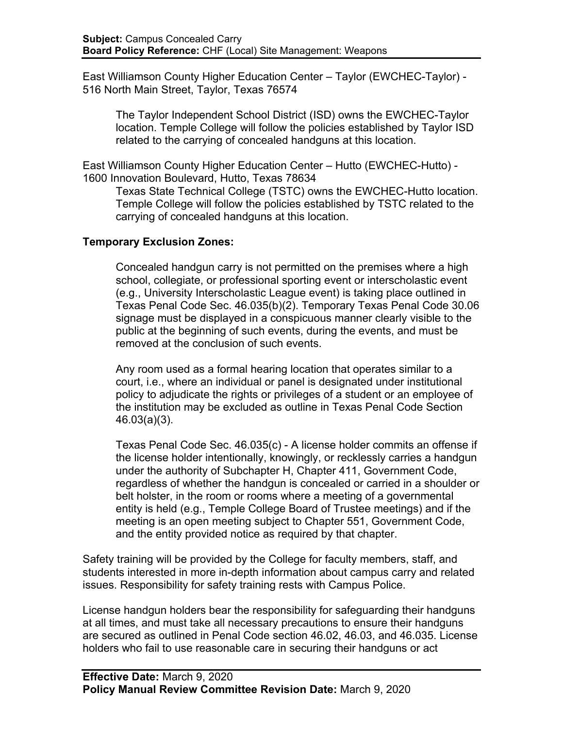East Williamson County Higher Education Center – Taylor (EWCHEC-Taylor) - 516 North Main Street, Taylor, Texas 76574

> The Taylor Independent School District (ISD) owns the EWCHEC-Taylor location. Temple College will follow the policies established by Taylor ISD related to the carrying of concealed handguns at this location.

East Williamson County Higher Education Center – Hutto (EWCHEC-Hutto) - 1600 Innovation Boulevard, Hutto, Texas 78634

> Texas State Technical College (TSTC) owns the EWCHEC-Hutto location. Temple College will follow the policies established by TSTC related to the carrying of concealed handguns at this location.

**Temporary Exclusion Zones:**

> Concealed handgun carry is not permitted on the premises where a high school, collegiate, or professional sporting event or interscholastic event (e.g., University Interscholastic League event) is taking place outlined in Texas Penal Code Sec. 46.035(b)(2). Temporary Texas Penal Code 30.06 signage must be displayed in a conspicuous manner clearly visible to the public at the beginning of such events, during the events, and must be removed at the conclusion of such events.
>
> Any room used as a formal hearing location that operates similar to a court, i.e., where an individual or panel is designated under institutional policy to adjudicate the rights or privileges of a student or an employee of the institution may be excluded as outline in Texas Penal Code Section 46.03(a)(3).
>
> Texas Penal Code Sec. 46.035(c) - A license holder commits an offense if the license holder intentionally, knowingly, or recklessly carries a handgun under the authority of Subchapter H, Chapter 411, Government Code, regardless of whether the handgun is concealed or carried in a shoulder or belt holster, in the room or rooms where a meeting of a governmental entity is held (e.g., Temple College Board of Trustee meetings) and if the meeting is an open meeting subject to Chapter 551, Government Code, and the entity provided notice as required by that chapter.

Safety training will be provided by the College for faculty members, staff, and students interested in more in-depth information about campus carry and related issues. Responsibility for safety training rests with Campus Police.

License handgun holders bear the responsibility for safeguarding their handguns at all times, and must take all necessary precautions to ensure their handguns are secured as outlined in Penal Code section 46.02, 46.03, and 46.035. License holders who fail to use reasonable care in securing their handguns or act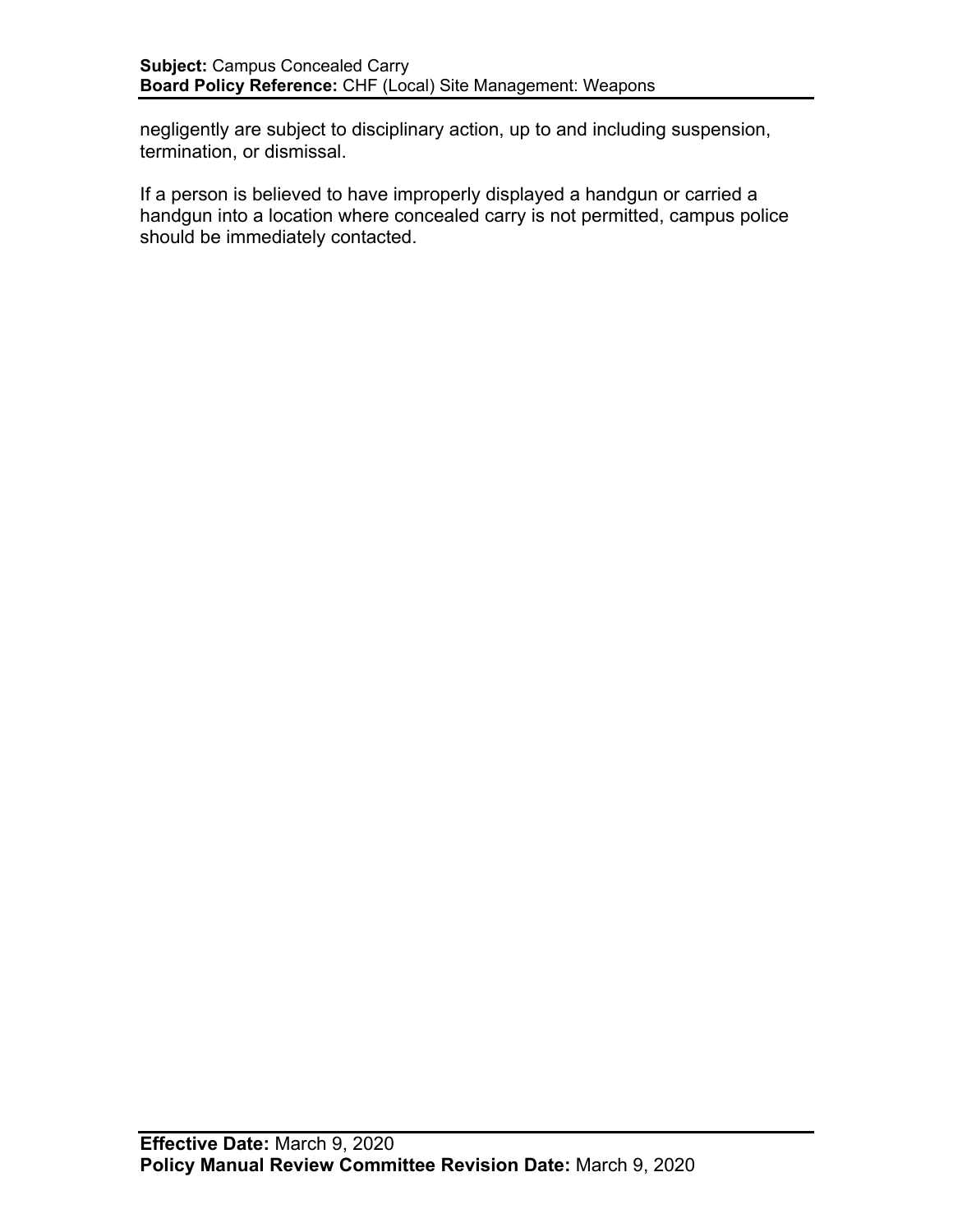negligently are subject to disciplinary action, up to and including suspension, termination, or dismissal.

If a person is believed to have improperly displayed a handgun or carried a handgun into a location where concealed carry is not permitted, campus police should be immediately contacted.